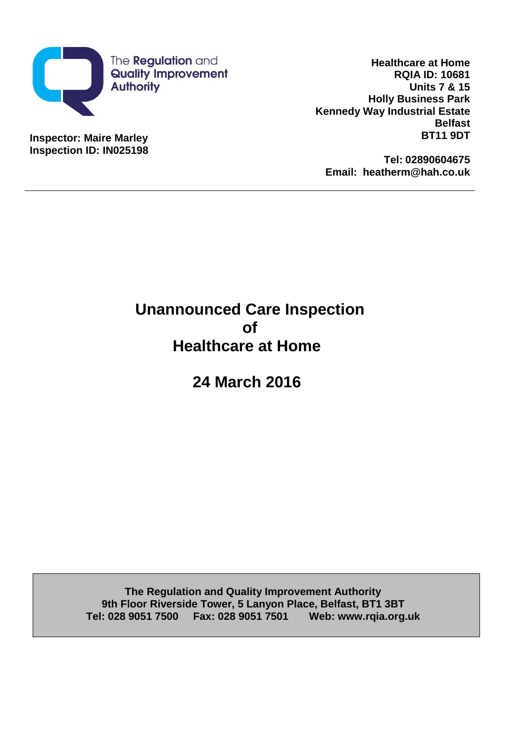The Regulation and Quality Improvement Authority

**Inspector: Maire Marley**
**Inspection ID: IN025198**

**Healthcare at Home**
**RQIA ID: 10681**
**Units 7 & 15**
**Holly Business Park**
**Kennedy Way Industrial Estate**
**Belfast**
**BT11 9DT**

**Tel: 02890604675**
**Email: heatherm@hah.co.uk**

---

# Unannounced Care Inspection of Healthcare at Home

## 24 March 2016

**The Regulation and Quality Improvement Authority**
**9th Floor Riverside Tower, 5 Lanyon Place, Belfast, BT1 3BT**
**Tel: 028 9051 7500 Fax: 028 9051 7501 Web: www.rqia.org.uk**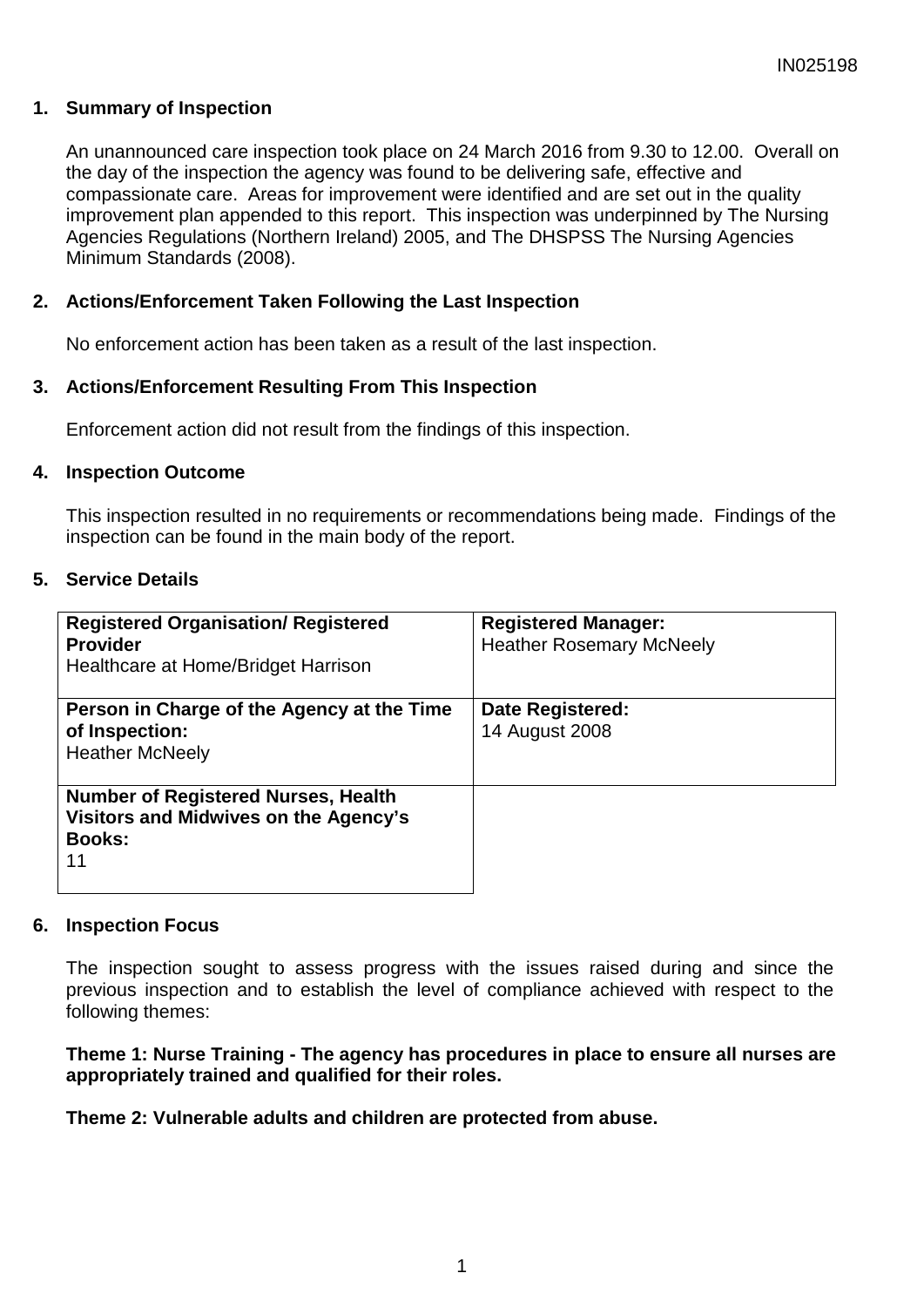## 1. Summary of Inspection

An unannounced care inspection took place on 24 March 2016 from 9.30 to 12.00. Overall on the day of the inspection the agency was found to be delivering safe, effective and compassionate care. Areas for improvement were identified and are set out in the quality improvement plan appended to this report. This inspection was underpinned by The Nursing Agencies Regulations (Northern Ireland) 2005, and The DHSPSS The Nursing Agencies Minimum Standards (2008).

## 2. Actions/Enforcement Taken Following the Last Inspection

No enforcement action has been taken as a result of the last inspection.

## 3. Actions/Enforcement Resulting From This Inspection

Enforcement action did not result from the findings of this inspection.

## 4. Inspection Outcome

This inspection resulted in no requirements or recommendations being made. Findings of the inspection can be found in the main body of the report.

## 5. Service Details

| **Registered Organisation/ Registered Provider**<br>Healthcare at Home/Bridget Harrison | **Registered Manager:**<br>Heather Rosemary McNeely |
|---|---|
| **Person in Charge of the Agency at the Time of Inspection:**<br>Heather McNeely | **Date Registered:**<br>14 August 2008 |
| **Number of Registered Nurses, Health Visitors and Midwives on the Agency's Books:**<br>11 | |

## 6. Inspection Focus

The inspection sought to assess progress with the issues raised during and since the previous inspection and to establish the level of compliance achieved with respect to the following themes:

**Theme 1: Nurse Training - The agency has procedures in place to ensure all nurses are appropriately trained and qualified for their roles.**

**Theme 2: Vulnerable adults and children are protected from abuse.**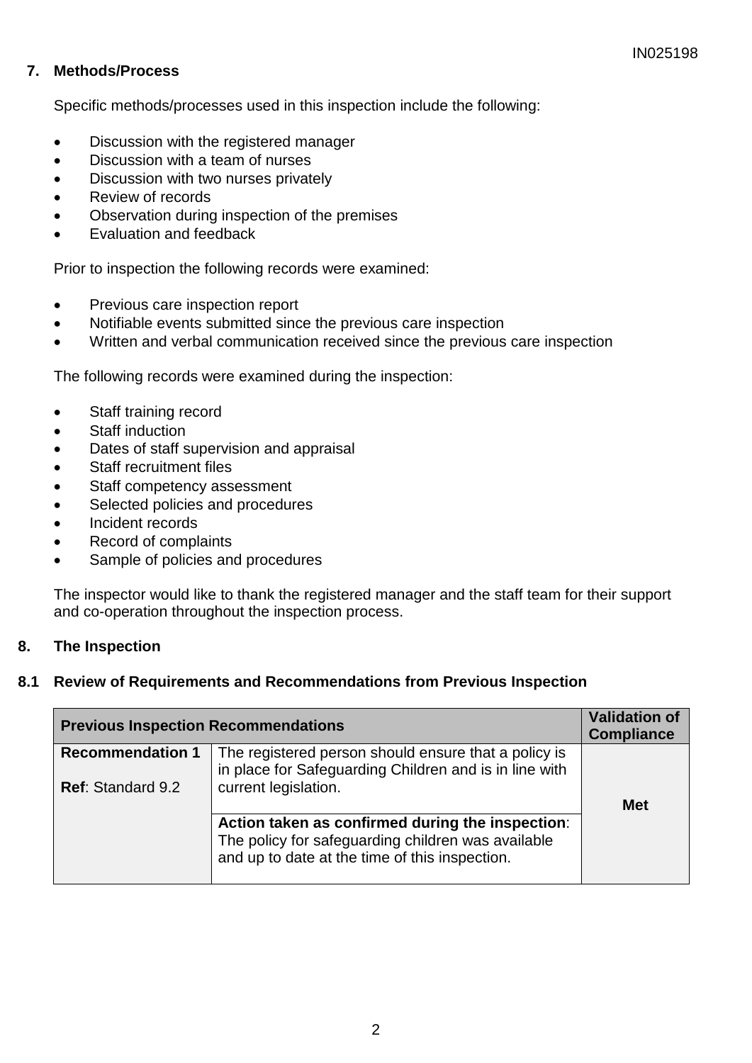## 7. Methods/Process

Specific methods/processes used in this inspection include the following:

- Discussion with the registered manager
- Discussion with a team of nurses
- Discussion with two nurses privately
- Review of records
- Observation during inspection of the premises
- Evaluation and feedback

Prior to inspection the following records were examined:

- Previous care inspection report
- Notifiable events submitted since the previous care inspection
- Written and verbal communication received since the previous care inspection

The following records were examined during the inspection:

- Staff training record
- Staff induction
- Dates of staff supervision and appraisal
- Staff recruitment files
- Staff competency assessment
- Selected policies and procedures
- Incident records
- Record of complaints
- Sample of policies and procedures

The inspector would like to thank the registered manager and the staff team for their support and co-operation throughout the inspection process.

## 8. The Inspection

### 8.1 Review of Requirements and Recommendations from Previous Inspection

| **Previous Inspection Recommendations** | | **Validation of Compliance** |
|---|---|---|
| **Recommendation 1**<br><br>**Ref**: Standard 9.2 | The registered person should ensure that a policy is in place for Safeguarding Children and is in line with current legislation. | **Met** |
| | **Action taken as confirmed during the inspection**: The policy for safeguarding children was available and up to date at the time of this inspection. | |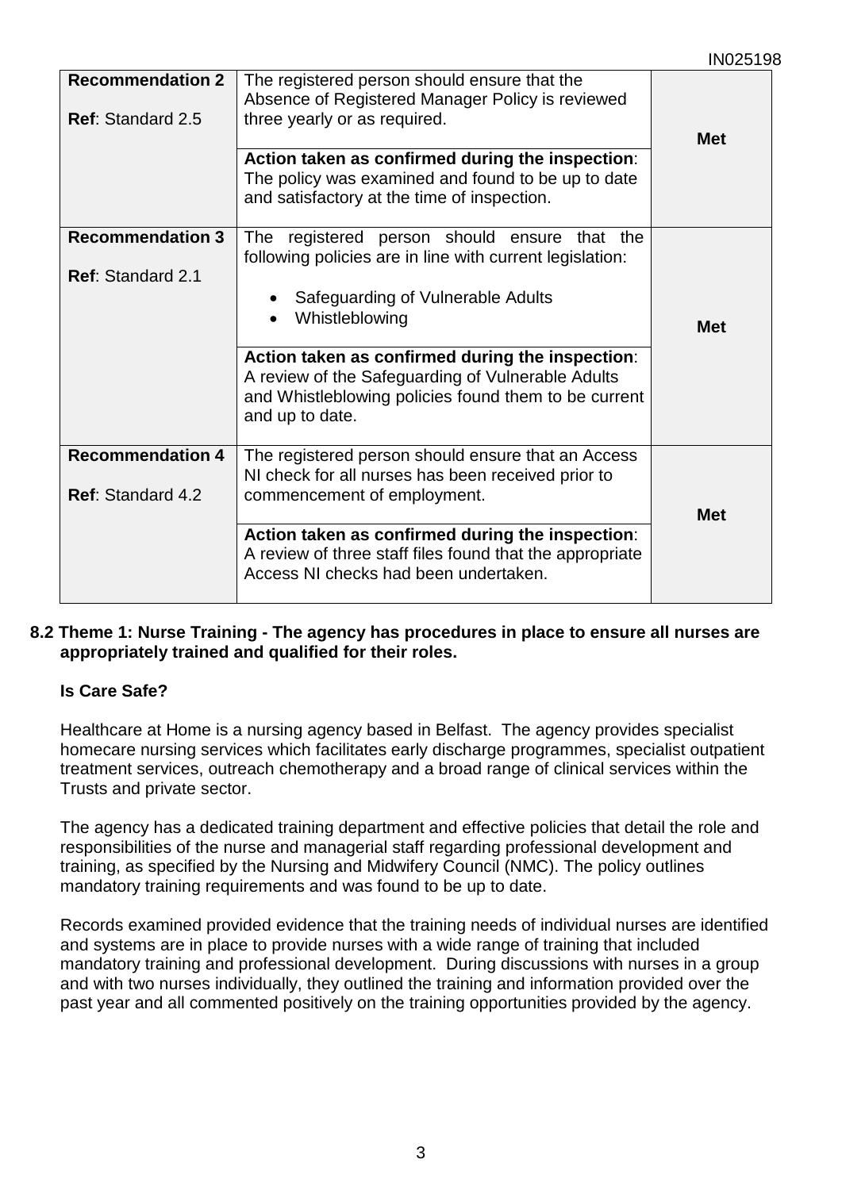| | | |
|---|---|---|
| **Recommendation 2**<br><br>**Ref**: Standard 2.5 | The registered person should ensure that the Absence of Registered Manager Policy is reviewed three yearly or as required.<br><br>**Action taken as confirmed during the inspection**: The policy was examined and found to be up to date and satisfactory at the time of inspection. | **Met** |
| **Recommendation 3**<br><br>**Ref**: Standard 2.1 | The registered person should ensure that the following policies are in line with current legislation:<br><br>• Safeguarding of Vulnerable Adults<br>• Whistleblowing<br><br>**Action taken as confirmed during the inspection**: A review of the Safeguarding of Vulnerable Adults and Whistleblowing policies found them to be current and up to date. | **Met** |
| **Recommendation 4**<br><br>**Ref**: Standard 4.2 | The registered person should ensure that an Access NI check for all nurses has been received prior to commencement of employment.<br><br>**Action taken as confirmed during the inspection**: A review of three staff files found that the appropriate Access NI checks had been undertaken. | **Met** |

### 8.2 Theme 1: Nurse Training - The agency has procedures in place to ensure all nurses are appropriately trained and qualified for their roles.

**Is Care Safe?**

Healthcare at Home is a nursing agency based in Belfast. The agency provides specialist homecare nursing services which facilitates early discharge programmes, specialist outpatient treatment services, outreach chemotherapy and a broad range of clinical services within the Trusts and private sector.

The agency has a dedicated training department and effective policies that detail the role and responsibilities of the nurse and managerial staff regarding professional development and training, as specified by the Nursing and Midwifery Council (NMC). The policy outlines mandatory training requirements and was found to be up to date.

Records examined provided evidence that the training needs of individual nurses are identified and systems are in place to provide nurses with a wide range of training that included mandatory training and professional development. During discussions with nurses in a group and with two nurses individually, they outlined the training and information provided over the past year and all commented positively on the training opportunities provided by the agency.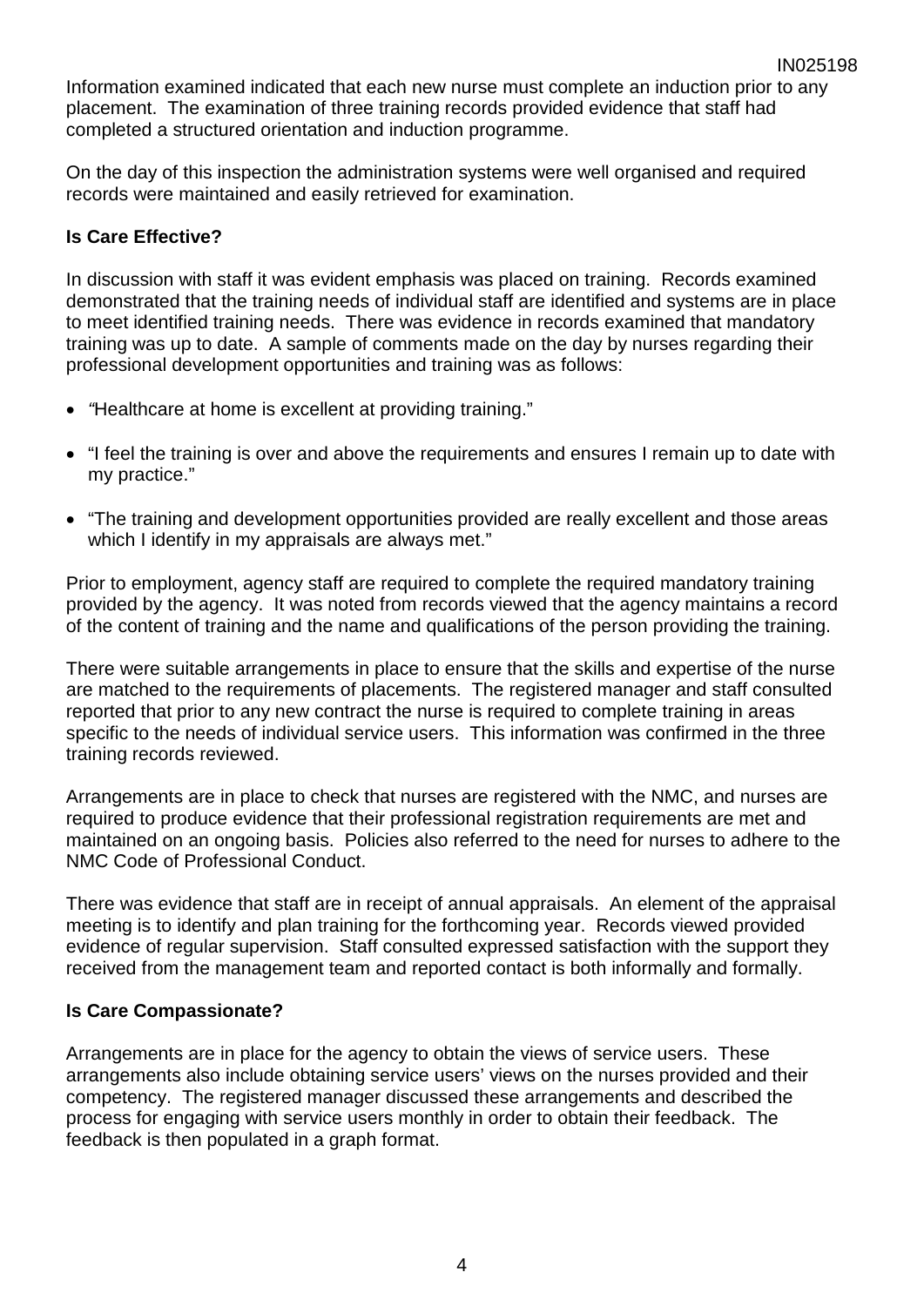Information examined indicated that each new nurse must complete an induction prior to any placement. The examination of three training records provided evidence that staff had completed a structured orientation and induction programme.

On the day of this inspection the administration systems were well organised and required records were maintained and easily retrieved for examination.

**Is Care Effective?**

In discussion with staff it was evident emphasis was placed on training. Records examined demonstrated that the training needs of individual staff are identified and systems are in place to meet identified training needs. There was evidence in records examined that mandatory training was up to date. A sample of comments made on the day by nurses regarding their professional development opportunities and training was as follows:

- "Healthcare at home is excellent at providing training."
- "I feel the training is over and above the requirements and ensures I remain up to date with my practice."
- "The training and development opportunities provided are really excellent and those areas which I identify in my appraisals are always met."

Prior to employment, agency staff are required to complete the required mandatory training provided by the agency. It was noted from records viewed that the agency maintains a record of the content of training and the name and qualifications of the person providing the training.

There were suitable arrangements in place to ensure that the skills and expertise of the nurse are matched to the requirements of placements. The registered manager and staff consulted reported that prior to any new contract the nurse is required to complete training in areas specific to the needs of individual service users. This information was confirmed in the three training records reviewed.

Arrangements are in place to check that nurses are registered with the NMC, and nurses are required to produce evidence that their professional registration requirements are met and maintained on an ongoing basis. Policies also referred to the need for nurses to adhere to the NMC Code of Professional Conduct.

There was evidence that staff are in receipt of annual appraisals. An element of the appraisal meeting is to identify and plan training for the forthcoming year. Records viewed provided evidence of regular supervision. Staff consulted expressed satisfaction with the support they received from the management team and reported contact is both informally and formally.

**Is Care Compassionate?**

Arrangements are in place for the agency to obtain the views of service users. These arrangements also include obtaining service users' views on the nurses provided and their competency. The registered manager discussed these arrangements and described the process for engaging with service users monthly in order to obtain their feedback. The feedback is then populated in a graph format.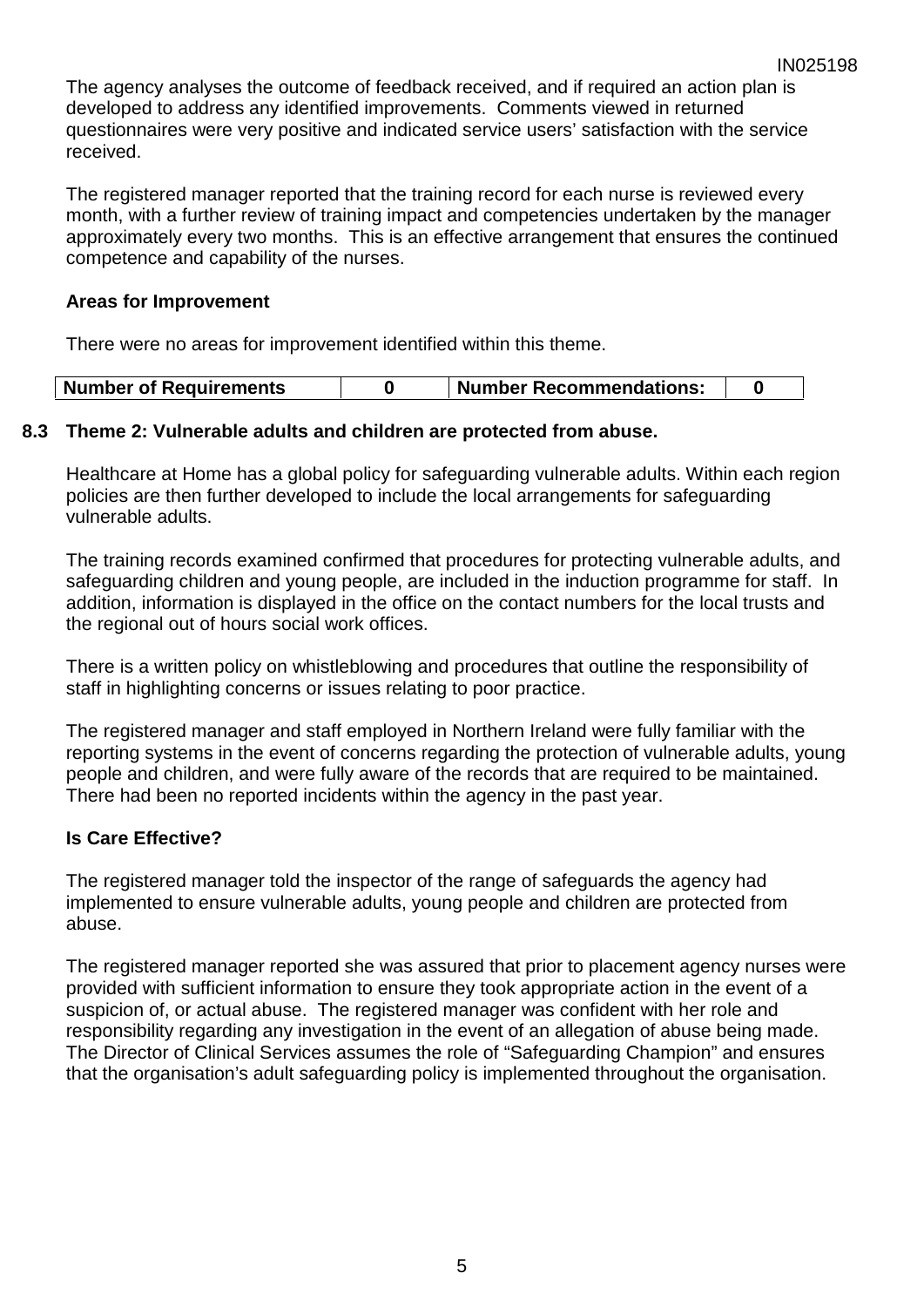The agency analyses the outcome of feedback received, and if required an action plan is developed to address any identified improvements. Comments viewed in returned questionnaires were very positive and indicated service users' satisfaction with the service received.

The registered manager reported that the training record for each nurse is reviewed every month, with a further review of training impact and competencies undertaken by the manager approximately every two months. This is an effective arrangement that ensures the continued competence and capability of the nurses.

**Areas for Improvement**

There were no areas for improvement identified within this theme.

| **Number of Requirements** | **0** | **Number Recommendations:** | **0** |
|---|---|---|---|

## 8.3 Theme 2: Vulnerable adults and children are protected from abuse.

Healthcare at Home has a global policy for safeguarding vulnerable adults. Within each region policies are then further developed to include the local arrangements for safeguarding vulnerable adults.

The training records examined confirmed that procedures for protecting vulnerable adults, and safeguarding children and young people, are included in the induction programme for staff. In addition, information is displayed in the office on the contact numbers for the local trusts and the regional out of hours social work offices.

There is a written policy on whistleblowing and procedures that outline the responsibility of staff in highlighting concerns or issues relating to poor practice.

The registered manager and staff employed in Northern Ireland were fully familiar with the reporting systems in the event of concerns regarding the protection of vulnerable adults, young people and children, and were fully aware of the records that are required to be maintained. There had been no reported incidents within the agency in the past year.

**Is Care Effective?**

The registered manager told the inspector of the range of safeguards the agency had implemented to ensure vulnerable adults, young people and children are protected from abuse.

The registered manager reported she was assured that prior to placement agency nurses were provided with sufficient information to ensure they took appropriate action in the event of a suspicion of, or actual abuse. The registered manager was confident with her role and responsibility regarding any investigation in the event of an allegation of abuse being made. The Director of Clinical Services assumes the role of "Safeguarding Champion" and ensures that the organisation's adult safeguarding policy is implemented throughout the organisation.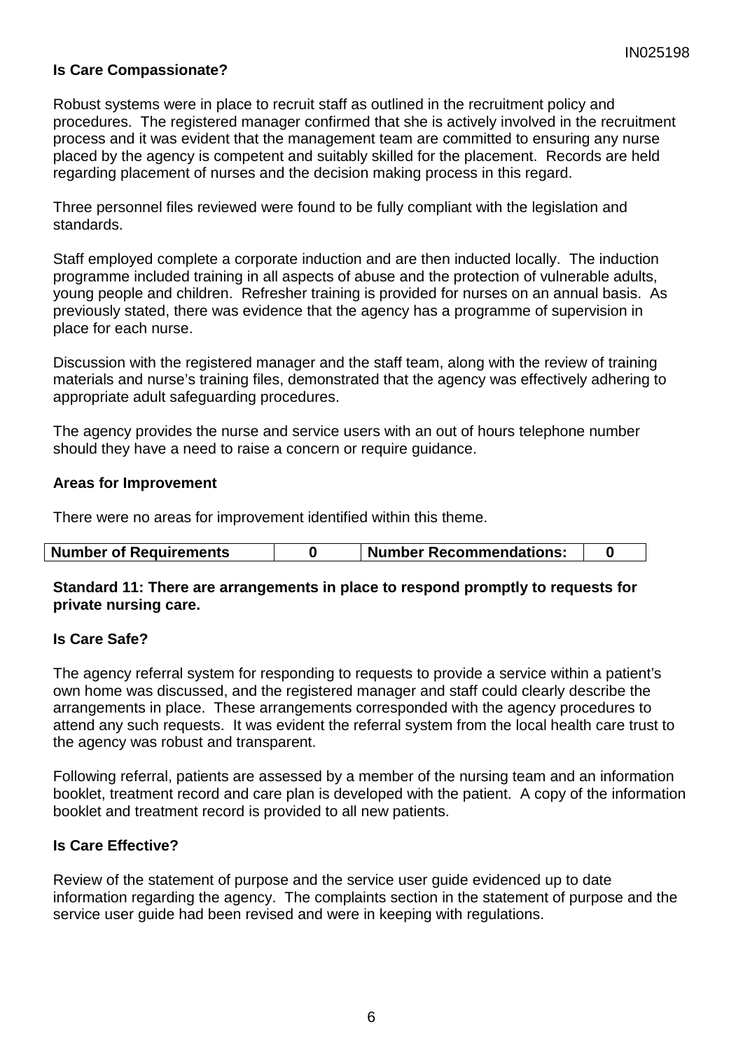**Is Care Compassionate?**

Robust systems were in place to recruit staff as outlined in the recruitment policy and procedures. The registered manager confirmed that she is actively involved in the recruitment process and it was evident that the management team are committed to ensuring any nurse placed by the agency is competent and suitably skilled for the placement. Records are held regarding placement of nurses and the decision making process in this regard.

Three personnel files reviewed were found to be fully compliant with the legislation and standards.

Staff employed complete a corporate induction and are then inducted locally. The induction programme included training in all aspects of abuse and the protection of vulnerable adults, young people and children. Refresher training is provided for nurses on an annual basis. As previously stated, there was evidence that the agency has a programme of supervision in place for each nurse.

Discussion with the registered manager and the staff team, along with the review of training materials and nurse's training files, demonstrated that the agency was effectively adhering to appropriate adult safeguarding procedures.

The agency provides the nurse and service users with an out of hours telephone number should they have a need to raise a concern or require guidance.

**Areas for Improvement**

There were no areas for improvement identified within this theme.

| Number of Requirements | 0 | Number Recommendations: | 0 |
|---|---|---|---|

**Standard 11: There are arrangements in place to respond promptly to requests for private nursing care.**

**Is Care Safe?**

The agency referral system for responding to requests to provide a service within a patient's own home was discussed, and the registered manager and staff could clearly describe the arrangements in place. These arrangements corresponded with the agency procedures to attend any such requests. It was evident the referral system from the local health care trust to the agency was robust and transparent.

Following referral, patients are assessed by a member of the nursing team and an information booklet, treatment record and care plan is developed with the patient. A copy of the information booklet and treatment record is provided to all new patients.

**Is Care Effective?**

Review of the statement of purpose and the service user guide evidenced up to date information regarding the agency. The complaints section in the statement of purpose and the service user guide had been revised and were in keeping with regulations.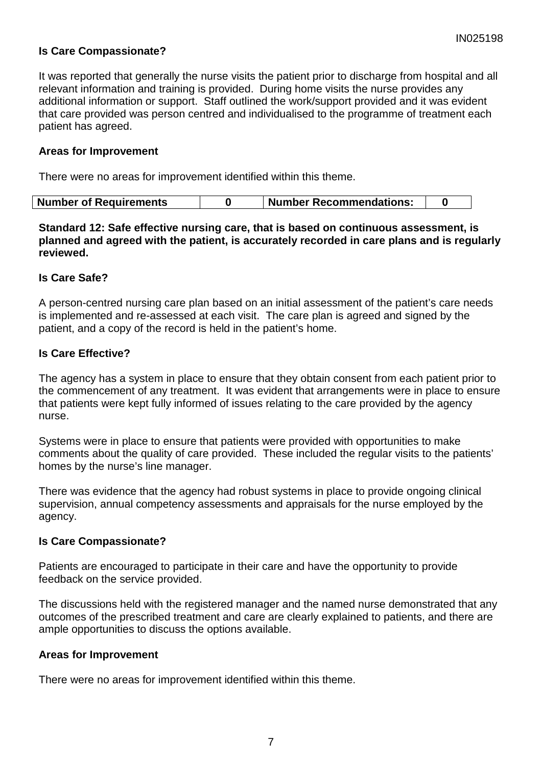**Is Care Compassionate?**

It was reported that generally the nurse visits the patient prior to discharge from hospital and all relevant information and training is provided. During home visits the nurse provides any additional information or support. Staff outlined the work/support provided and it was evident that care provided was person centred and individualised to the programme of treatment each patient has agreed.

**Areas for Improvement**

There were no areas for improvement identified within this theme.

| Number of Requirements | 0 | Number Recommendations: | 0 |
|---|---|---|---|

**Standard 12: Safe effective nursing care, that is based on continuous assessment, is planned and agreed with the patient, is accurately recorded in care plans and is regularly reviewed.**

**Is Care Safe?**

A person-centred nursing care plan based on an initial assessment of the patient's care needs is implemented and re-assessed at each visit. The care plan is agreed and signed by the patient, and a copy of the record is held in the patient's home.

**Is Care Effective?**

The agency has a system in place to ensure that they obtain consent from each patient prior to the commencement of any treatment. It was evident that arrangements were in place to ensure that patients were kept fully informed of issues relating to the care provided by the agency nurse.

Systems were in place to ensure that patients were provided with opportunities to make comments about the quality of care provided. These included the regular visits to the patients' homes by the nurse's line manager.

There was evidence that the agency had robust systems in place to provide ongoing clinical supervision, annual competency assessments and appraisals for the nurse employed by the agency.

**Is Care Compassionate?**

Patients are encouraged to participate in their care and have the opportunity to provide feedback on the service provided.

The discussions held with the registered manager and the named nurse demonstrated that any outcomes of the prescribed treatment and care are clearly explained to patients, and there are ample opportunities to discuss the options available.

**Areas for Improvement**

There were no areas for improvement identified within this theme.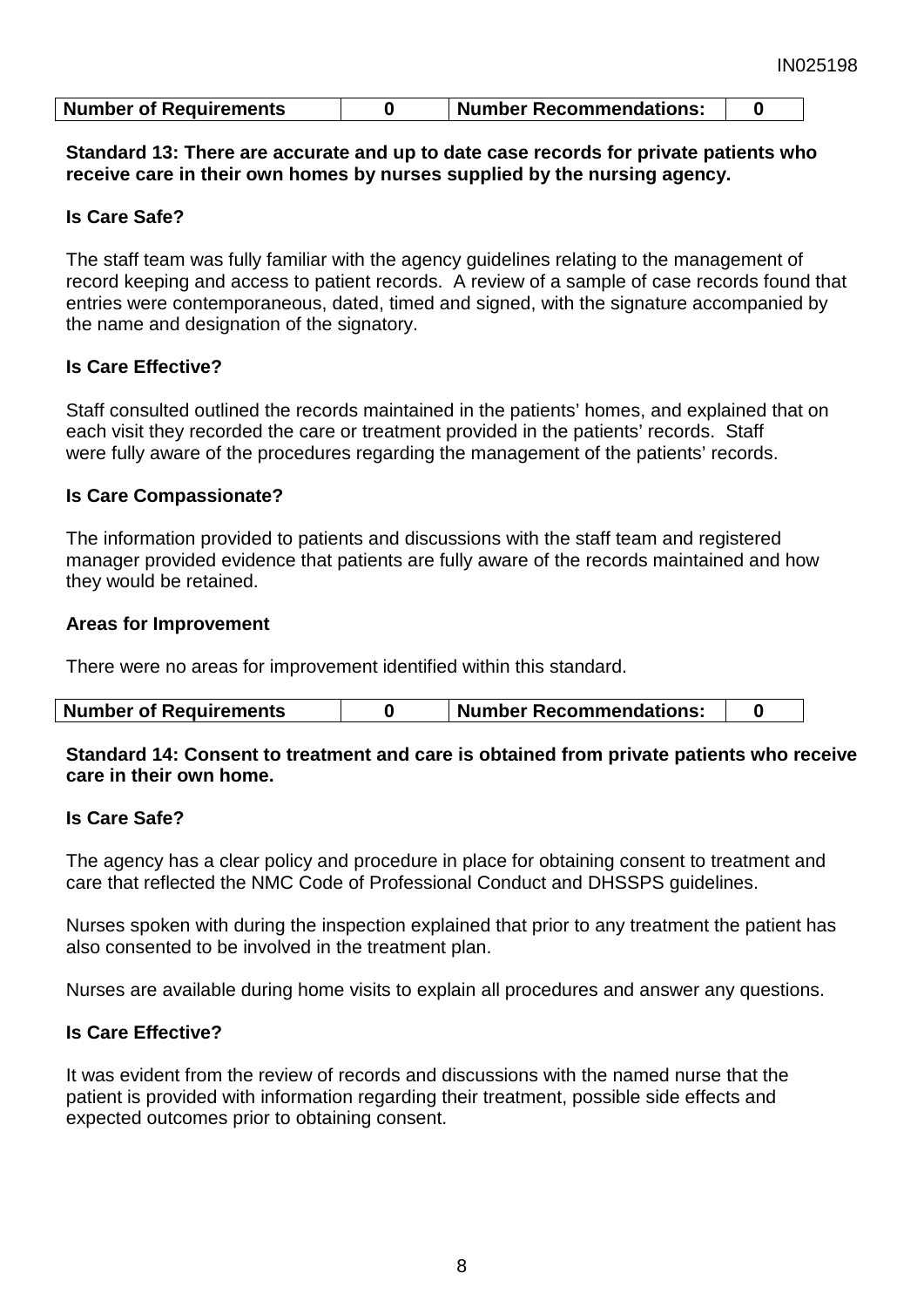| Number of Requirements | 0 | Number Recommendations: | 0 |
|---|---|---|---|

**Standard 13: There are accurate and up to date case records for private patients who receive care in their own homes by nurses supplied by the nursing agency.**

**Is Care Safe?**

The staff team was fully familiar with the agency guidelines relating to the management of record keeping and access to patient records. A review of a sample of case records found that entries were contemporaneous, dated, timed and signed, with the signature accompanied by the name and designation of the signatory.

**Is Care Effective?**

Staff consulted outlined the records maintained in the patients' homes, and explained that on each visit they recorded the care or treatment provided in the patients' records. Staff were fully aware of the procedures regarding the management of the patients' records.

**Is Care Compassionate?**

The information provided to patients and discussions with the staff team and registered manager provided evidence that patients are fully aware of the records maintained and how they would be retained.

**Areas for Improvement**

There were no areas for improvement identified within this standard.

| Number of Requirements | 0 | Number Recommendations: | 0 |
|---|---|---|---|

**Standard 14: Consent to treatment and care is obtained from private patients who receive care in their own home.**

**Is Care Safe?**

The agency has a clear policy and procedure in place for obtaining consent to treatment and care that reflected the NMC Code of Professional Conduct and DHSSPS guidelines.

Nurses spoken with during the inspection explained that prior to any treatment the patient has also consented to be involved in the treatment plan.

Nurses are available during home visits to explain all procedures and answer any questions.

**Is Care Effective?**

It was evident from the review of records and discussions with the named nurse that the patient is provided with information regarding their treatment, possible side effects and expected outcomes prior to obtaining consent.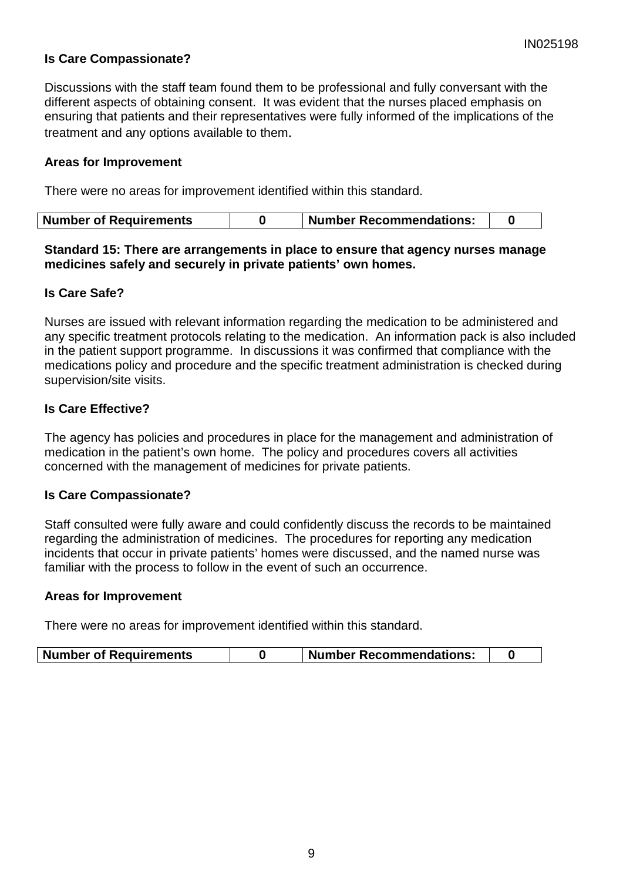**Is Care Compassionate?**

Discussions with the staff team found them to be professional and fully conversant with the different aspects of obtaining consent. It was evident that the nurses placed emphasis on ensuring that patients and their representatives were fully informed of the implications of the treatment and any options available to them.

**Areas for Improvement**

There were no areas for improvement identified within this standard.

| Number of Requirements | 0 | Number Recommendations: | 0 |
| --- | --- | --- | --- |

**Standard 15: There are arrangements in place to ensure that agency nurses manage medicines safely and securely in private patients' own homes.**

**Is Care Safe?**

Nurses are issued with relevant information regarding the medication to be administered and any specific treatment protocols relating to the medication. An information pack is also included in the patient support programme. In discussions it was confirmed that compliance with the medications policy and procedure and the specific treatment administration is checked during supervision/site visits.

**Is Care Effective?**

The agency has policies and procedures in place for the management and administration of medication in the patient's own home. The policy and procedures covers all activities concerned with the management of medicines for private patients.

**Is Care Compassionate?**

Staff consulted were fully aware and could confidently discuss the records to be maintained regarding the administration of medicines. The procedures for reporting any medication incidents that occur in private patients' homes were discussed, and the named nurse was familiar with the process to follow in the event of such an occurrence.

**Areas for Improvement**

There were no areas for improvement identified within this standard.

| Number of Requirements | 0 | Number Recommendations: | 0 |
| --- | --- | --- | --- |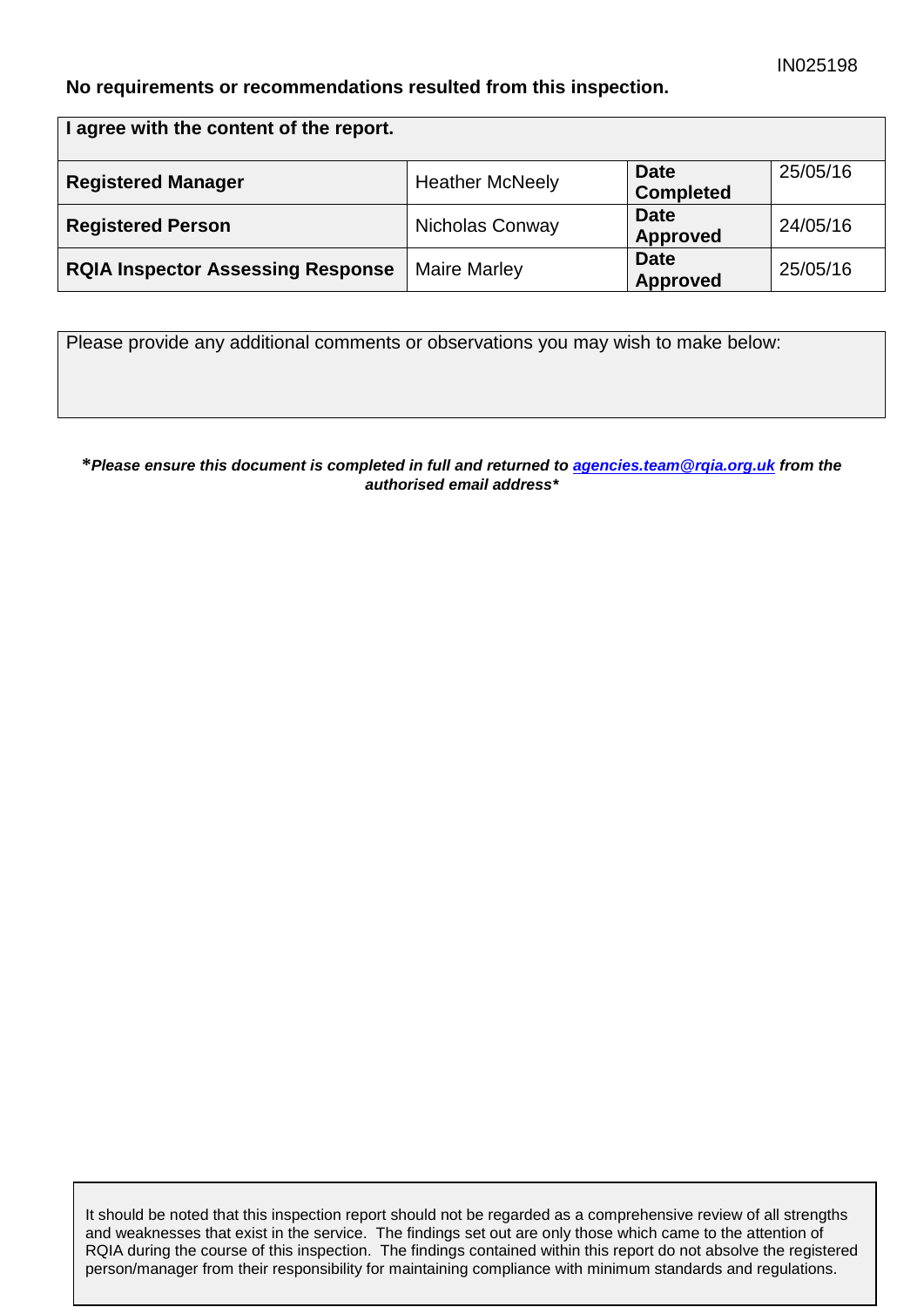IN025198

**No requirements or recommendations resulted from this inspection.**

| **I agree with the content of the report.** | | | |
|---|---|---|---|
| **Registered Manager** | Heather McNeely | **Date Completed** | 25/05/16 |
| **Registered Person** | Nicholas Conway | **Date Approved** | 24/05/16 |
| **RQIA Inspector Assessing Response** | Maire Marley | **Date Approved** | 25/05/16 |

| Please provide any additional comments or observations you may wish to make below: |
|---|
| |

***Please ensure this document is completed in full and returned to [agencies.team@rqia.org.uk](mailto:agencies.team@rqia.org.uk) from the authorised email address***

It should be noted that this inspection report should not be regarded as a comprehensive review of all strengths and weaknesses that exist in the service. The findings set out are only those which came to the attention of RQIA during the course of this inspection. The findings contained within this report do not absolve the registered person/manager from their responsibility for maintaining compliance with minimum standards and regulations.